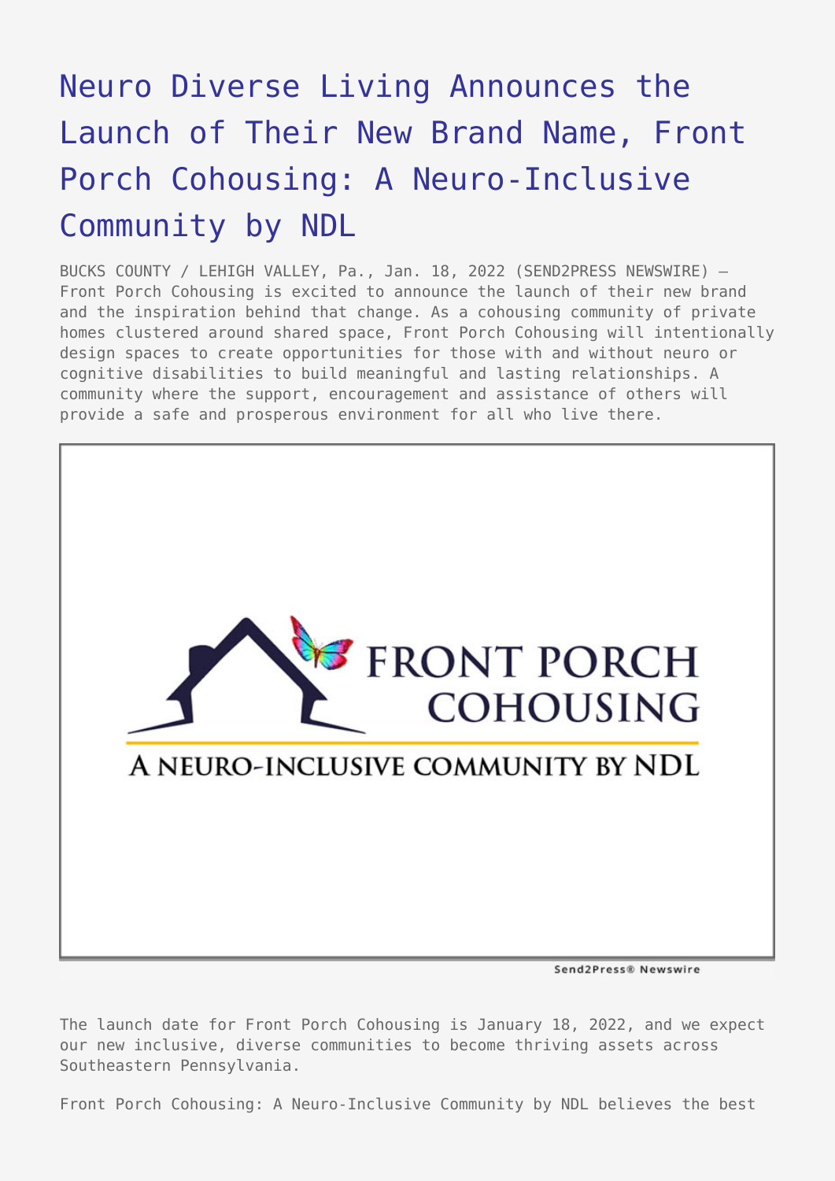# Neuro Diverse Living Announces the Launch of Their New Brand Name, Front Porch Cohousing: A Neuro-Inclusive Community by NDL

BUCKS COUNTY / LEHIGH VALLEY, Pa., Jan. 18, 2022 (SEND2PRESS NEWSWIRE) — Front Porch Cohousing is excited to announce the launch of their new brand and the inspiration behind that change. As a cohousing community of private homes clustered around shared space, Front Porch Cohousing will intentionally design spaces to create opportunities for those with and without neuro or cognitive disabilities to build meaningful and lasting relationships. A community where the support, encouragement and assistance of others will provide a safe and prosperous environment for all who live there.

The launch date for Front Porch Cohousing is January 18, 2022, and we expect our new inclusive, diverse communities to become thriving assets across Southeastern Pennsylvania.

Front Porch Cohousing: A Neuro-Inclusive Community by NDL believes the best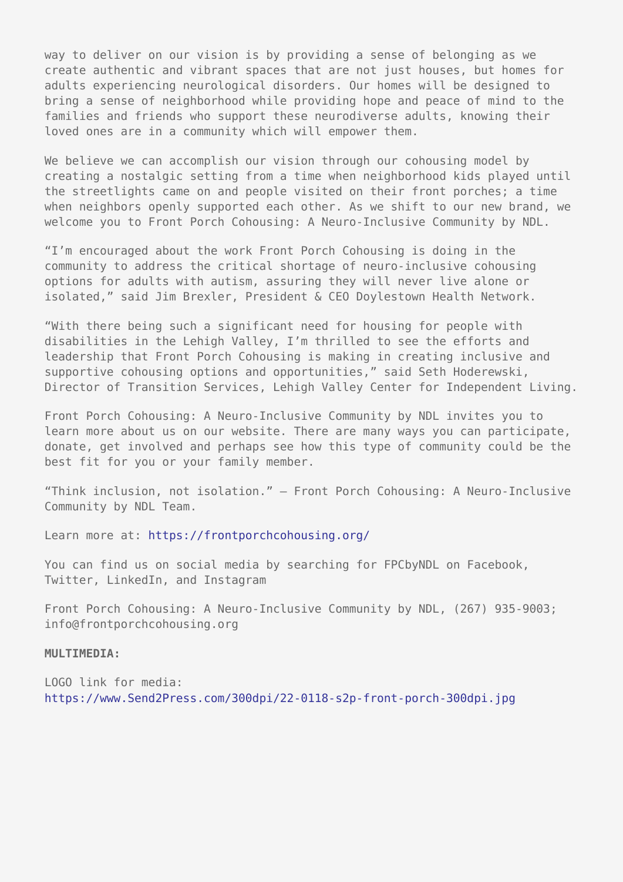way to deliver on our vision is by providing a sense of belonging as we create authentic and vibrant spaces that are not just houses, but homes for adults experiencing neurological disorders. Our homes will be designed to bring a sense of neighborhood while providing hope and peace of mind to the families and friends who support these neurodiverse adults, knowing their loved ones are in a community which will empower them.

We believe we can accomplish our vision through our cohousing model by creating a nostalgic setting from a time when neighborhood kids played until the streetlights came on and people visited on their front porches; a time when neighbors openly supported each other. As we shift to our new brand, we welcome you to Front Porch Cohousing: A Neuro-Inclusive Community by NDL.

"I'm encouraged about the work Front Porch Cohousing is doing in the community to address the critical shortage of neuro-inclusive cohousing options for adults with autism, assuring they will never live alone or isolated," said Jim Brexler, President & CEO Doylestown Health Network.

"With there being such a significant need for housing for people with disabilities in the Lehigh Valley, I'm thrilled to see the efforts and leadership that Front Porch Cohousing is making in creating inclusive and supportive cohousing options and opportunities," said Seth Hoderewski, Director of Transition Services, Lehigh Valley Center for Independent Living.

Front Porch Cohousing: A Neuro-Inclusive Community by NDL invites you to learn more about us on our website. There are many ways you can participate, donate, get involved and perhaps see how this type of community could be the best fit for you or your family member.

"Think inclusion, not isolation." – Front Porch Cohousing: A Neuro-Inclusive Community by NDL Team.

Learn more at: https://frontporchcohousing.org/

You can find us on social media by searching for FPCbyNDL on Facebook, Twitter, LinkedIn, and Instagram

Front Porch Cohousing: A Neuro-Inclusive Community by NDL, (267) 935-9003; info@frontporchcohousing.org

**MULTIMEDIA:**

LOGO link for media: https://www.Send2Press.com/300dpi/22-0118-s2p-front-porch-300dpi.jpg